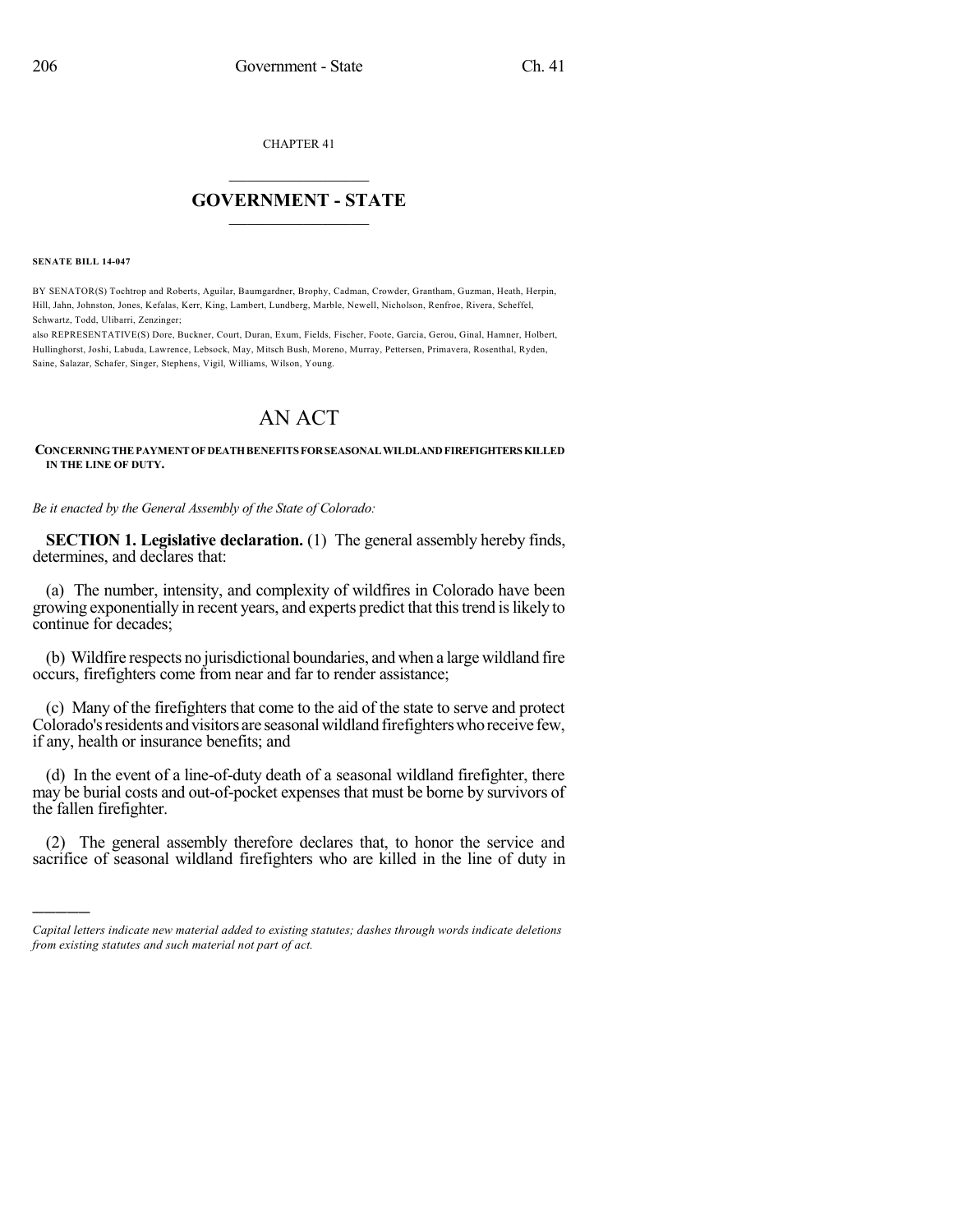CHAPTER 41

## GOVERNMENT - STATE

**SENATE BILL 14-047**

BY SENATOR(S) Tochtrop and Roberts, Aguilar, Baumgardner, Brophy, Cadman, Crowder, Grantham, Guzman, Heath, Herpin, Hill, Jahn, Johnston, Jones, Kefalas, Kerr, King, Lambert, Lundberg, Marble, Newell, Nicholson, Renfroe, Rivera, Scheffel, Schwartz, Todd, Ulibarri, Zenzinger;

also REPRESENTATIVE(S) Dore, Buckner, Court, Duran, Exum, Fields, Fischer, Foote, Garcia, Gerou, Ginal, Hamner, Holbert, Hullinghorst, Joshi, Labuda, Lawrence, Lebsock, May, Mitsch Bush, Moreno, Murray, Pettersen, Primavera, Rosenthal, Ryden, Saine, Salazar, Schafer, Singer, Stephens, Vigil, Williams, Wilson, Young.

# AN ACT

**CONCERNING THE PAYMENT OF DEATH BENEFITS FOR SEASONAL WILDLAND FIREFIGHTERS KILLED IN THE LINE OF DUTY.**

*Be it enacted by the General Assembly of the State of Colorado:*

**SECTION 1. Legislative declaration.** (1) The general assembly hereby finds, determines, and declares that:

(a) The number, intensity, and complexity of wildfires in Colorado have been growing exponentially in recent years, and experts predict that this trend is likely to continue for decades;

(b) Wildfire respects no jurisdictional boundaries, and when a large wildland fire occurs, firefighters come from near and far to render assistance;

(c) Many of the firefighters that come to the aid of the state to serve and protect Colorado's residents and visitors are seasonal wildland firefighters who receive few, if any, health or insurance benefits; and

(d) In the event of a line-of-duty death of a seasonal wildland firefighter, there may be burial costs and out-of-pocket expenses that must be borne by survivors of the fallen firefighter.

(2) The general assembly therefore declares that, to honor the service and sacrifice of seasonal wildland firefighters who are killed in the line of duty in

---

*Capital letters indicate new material added to existing statutes; dashes through words indicate deletions from existing statutes and such material not part of act.*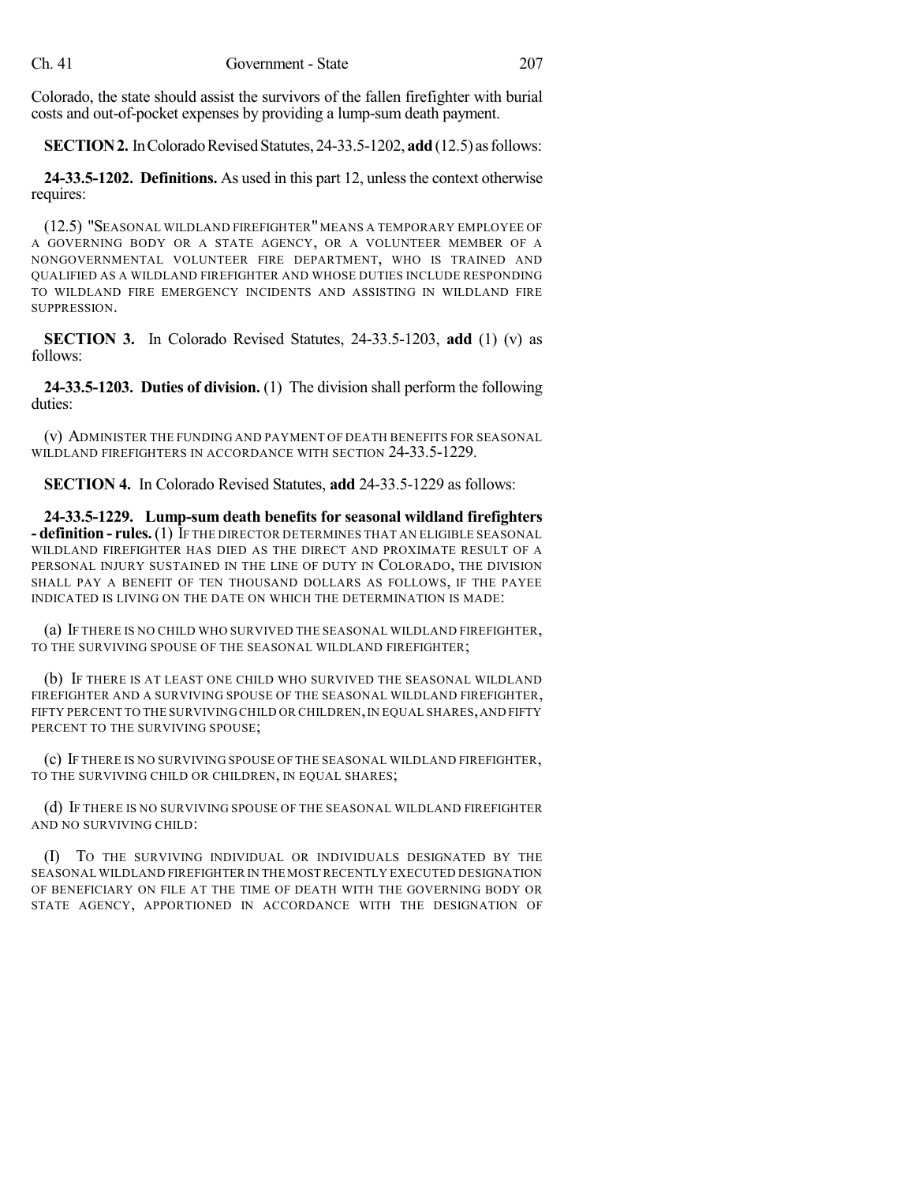Colorado, the state should assist the survivors of the fallen firefighter with burial costs and out-of-pocket expenses by providing a lump-sum death payment.

**SECTION 2.** In Colorado Revised Statutes, 24-33.5-1202, **add** (12.5) as follows:

**24-33.5-1202. Definitions.** As used in this part 12, unless the context otherwise requires:

(12.5) "SEASONAL WILDLAND FIREFIGHTER" MEANS A TEMPORARY EMPLOYEE OF A GOVERNING BODY OR A STATE AGENCY, OR A VOLUNTEER MEMBER OF A NONGOVERNMENTAL VOLUNTEER FIRE DEPARTMENT, WHO IS TRAINED AND QUALIFIED AS A WILDLAND FIREFIGHTER AND WHOSE DUTIES INCLUDE RESPONDING TO WILDLAND FIRE EMERGENCY INCIDENTS AND ASSISTING IN WILDLAND FIRE SUPPRESSION.

**SECTION 3.** In Colorado Revised Statutes, 24-33.5-1203, **add** (1) (v) as follows:

**24-33.5-1203. Duties of division.** (1) The division shall perform the following duties:

(v) ADMINISTER THE FUNDING AND PAYMENT OF DEATH BENEFITS FOR SEASONAL WILDLAND FIREFIGHTERS IN ACCORDANCE WITH SECTION 24-33.5-1229.

**SECTION 4.** In Colorado Revised Statutes, **add** 24-33.5-1229 as follows:

**24-33.5-1229. Lump-sum death benefits for seasonal wildland firefighters - definition - rules.** (1) IF THE DIRECTOR DETERMINES THAT AN ELIGIBLE SEASONAL WILDLAND FIREFIGHTER HAS DIED AS THE DIRECT AND PROXIMATE RESULT OF A PERSONAL INJURY SUSTAINED IN THE LINE OF DUTY IN COLORADO, THE DIVISION SHALL PAY A BENEFIT OF TEN THOUSAND DOLLARS AS FOLLOWS, IF THE PAYEE INDICATED IS LIVING ON THE DATE ON WHICH THE DETERMINATION IS MADE:

(a) IF THERE IS NO CHILD WHO SURVIVED THE SEASONAL WILDLAND FIREFIGHTER, TO THE SURVIVING SPOUSE OF THE SEASONAL WILDLAND FIREFIGHTER;

(b) IF THERE IS AT LEAST ONE CHILD WHO SURVIVED THE SEASONAL WILDLAND FIREFIGHTER AND A SURVIVING SPOUSE OF THE SEASONAL WILDLAND FIREFIGHTER, FIFTY PERCENT TO THE SURVIVING CHILD OR CHILDREN, IN EQUAL SHARES, AND FIFTY PERCENT TO THE SURVIVING SPOUSE;

(c) IF THERE IS NO SURVIVING SPOUSE OF THE SEASONAL WILDLAND FIREFIGHTER, TO THE SURVIVING CHILD OR CHILDREN, IN EQUAL SHARES;

(d) IF THERE IS NO SURVIVING SPOUSE OF THE SEASONAL WILDLAND FIREFIGHTER AND NO SURVIVING CHILD:

(I) TO THE SURVIVING INDIVIDUAL OR INDIVIDUALS DESIGNATED BY THE SEASONAL WILDLAND FIREFIGHTER IN THE MOST RECENTLY EXECUTED DESIGNATION OF BENEFICIARY ON FILE AT THE TIME OF DEATH WITH THE GOVERNING BODY OR STATE AGENCY, APPORTIONED IN ACCORDANCE WITH THE DESIGNATION OF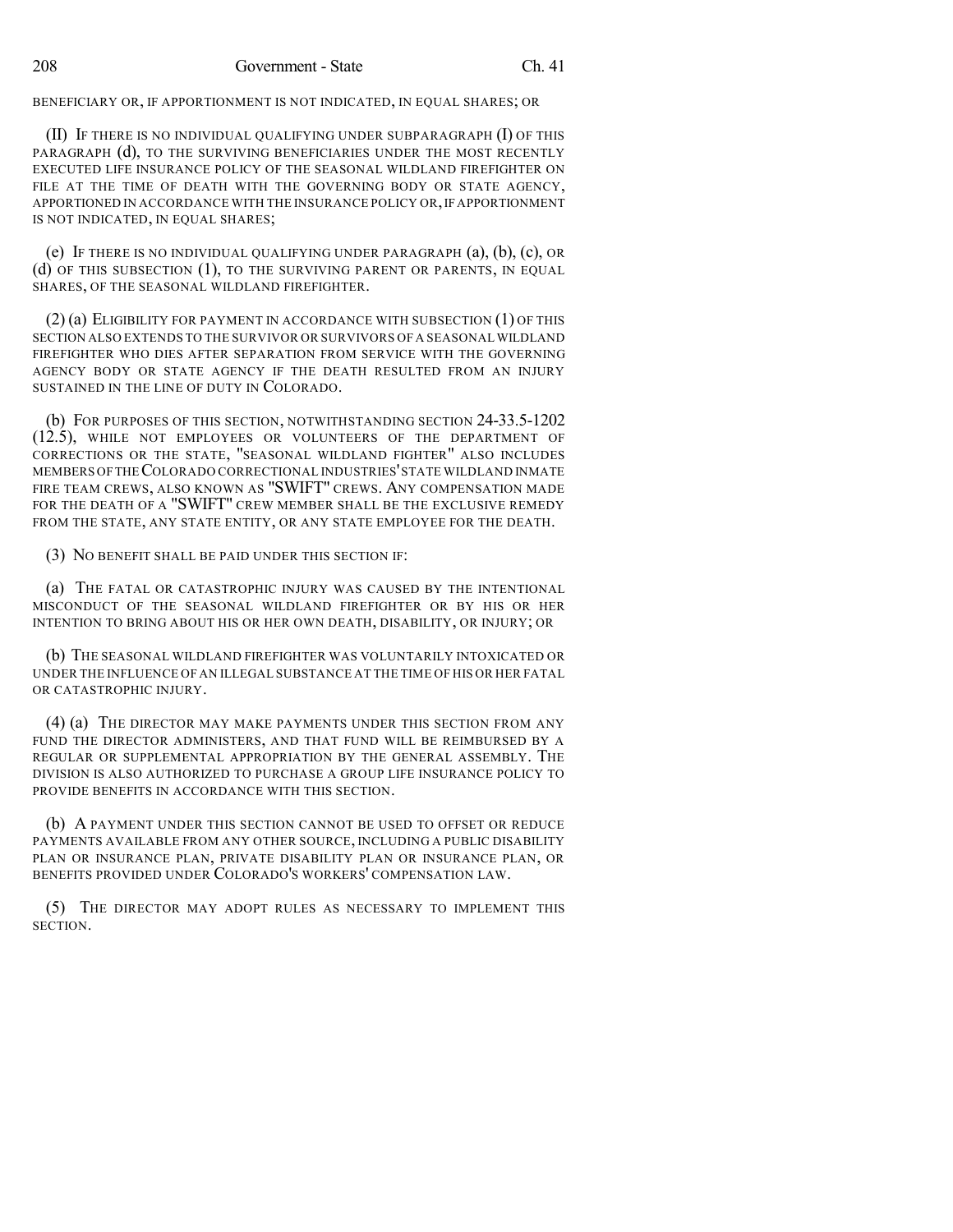BENEFICIARY OR, IF APPORTIONMENT IS NOT INDICATED, IN EQUAL SHARES; OR

(II) IF THERE IS NO INDIVIDUAL QUALIFYING UNDER SUBPARAGRAPH (I) OF THIS PARAGRAPH (d), TO THE SURVIVING BENEFICIARIES UNDER THE MOST RECENTLY EXECUTED LIFE INSURANCE POLICY OF THE SEASONAL WILDLAND FIREFIGHTER ON FILE AT THE TIME OF DEATH WITH THE GOVERNING BODY OR STATE AGENCY, APPORTIONED IN ACCORDANCE WITH THE INSURANCE POLICY OR, IF APPORTIONMENT IS NOT INDICATED, IN EQUAL SHARES;

(e) IF THERE IS NO INDIVIDUAL QUALIFYING UNDER PARAGRAPH (a), (b), (c), OR (d) OF THIS SUBSECTION (1), TO THE SURVIVING PARENT OR PARENTS, IN EQUAL SHARES, OF THE SEASONAL WILDLAND FIREFIGHTER.

(2) (a) ELIGIBILITY FOR PAYMENT IN ACCORDANCE WITH SUBSECTION (1) OF THIS SECTION ALSO EXTENDS TO THE SURVIVOR OR SURVIVORS OF A SEASONAL WILDLAND FIREFIGHTER WHO DIES AFTER SEPARATION FROM SERVICE WITH THE GOVERNING AGENCY BODY OR STATE AGENCY IF THE DEATH RESULTED FROM AN INJURY SUSTAINED IN THE LINE OF DUTY IN COLORADO.

(b) FOR PURPOSES OF THIS SECTION, NOTWITHSTANDING SECTION 24-33.5-1202 (12.5), WHILE NOT EMPLOYEES OR VOLUNTEERS OF THE DEPARTMENT OF CORRECTIONS OR THE STATE, "SEASONAL WILDLAND FIGHTER" ALSO INCLUDES MEMBERS OF THE COLORADO CORRECTIONAL INDUSTRIES' STATE WILDLAND INMATE FIRE TEAM CREWS, ALSO KNOWN AS "SWIFT" CREWS. ANY COMPENSATION MADE FOR THE DEATH OF A "SWIFT" CREW MEMBER SHALL BE THE EXCLUSIVE REMEDY FROM THE STATE, ANY STATE ENTITY, OR ANY STATE EMPLOYEE FOR THE DEATH.

(3) NO BENEFIT SHALL BE PAID UNDER THIS SECTION IF:

(a) THE FATAL OR CATASTROPHIC INJURY WAS CAUSED BY THE INTENTIONAL MISCONDUCT OF THE SEASONAL WILDLAND FIREFIGHTER OR BY HIS OR HER INTENTION TO BRING ABOUT HIS OR HER OWN DEATH, DISABILITY, OR INJURY; OR

(b) THE SEASONAL WILDLAND FIREFIGHTER WAS VOLUNTARILY INTOXICATED OR UNDER THE INFLUENCE OF AN ILLEGAL SUBSTANCE AT THE TIME OF HIS OR HER FATAL OR CATASTROPHIC INJURY.

(4) (a) THE DIRECTOR MAY MAKE PAYMENTS UNDER THIS SECTION FROM ANY FUND THE DIRECTOR ADMINISTERS, AND THAT FUND WILL BE REIMBURSED BY A REGULAR OR SUPPLEMENTAL APPROPRIATION BY THE GENERAL ASSEMBLY. THE DIVISION IS ALSO AUTHORIZED TO PURCHASE A GROUP LIFE INSURANCE POLICY TO PROVIDE BENEFITS IN ACCORDANCE WITH THIS SECTION.

(b) A PAYMENT UNDER THIS SECTION CANNOT BE USED TO OFFSET OR REDUCE PAYMENTS AVAILABLE FROM ANY OTHER SOURCE, INCLUDING A PUBLIC DISABILITY PLAN OR INSURANCE PLAN, PRIVATE DISABILITY PLAN OR INSURANCE PLAN, OR BENEFITS PROVIDED UNDER COLORADO'S WORKERS' COMPENSATION LAW.

(5) THE DIRECTOR MAY ADOPT RULES AS NECESSARY TO IMPLEMENT THIS SECTION.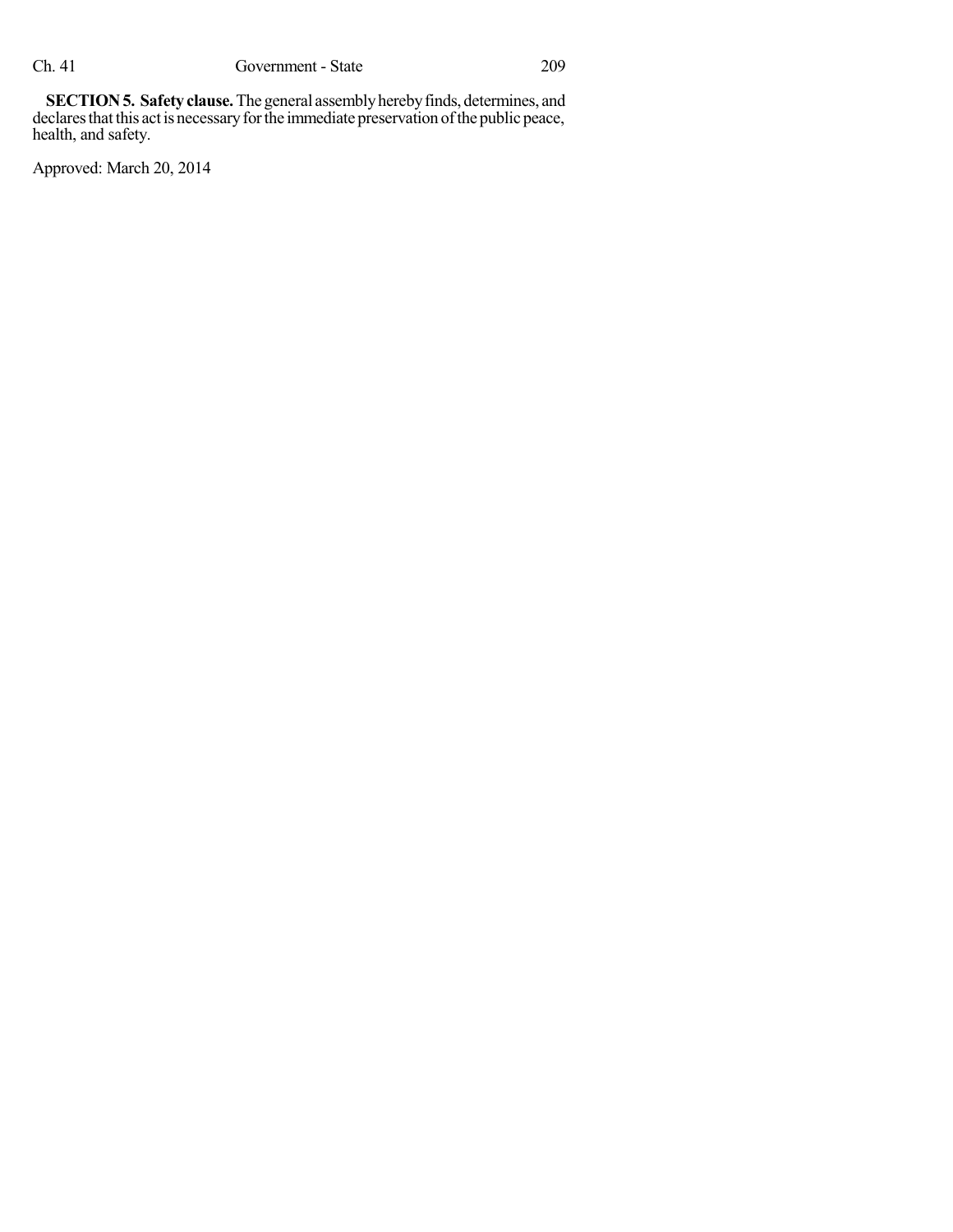**SECTION 5. Safety clause.** The general assembly hereby finds, determines, and declares that this act is necessary for the immediate preservation of the public peace, health, and safety.

Approved: March 20, 2014